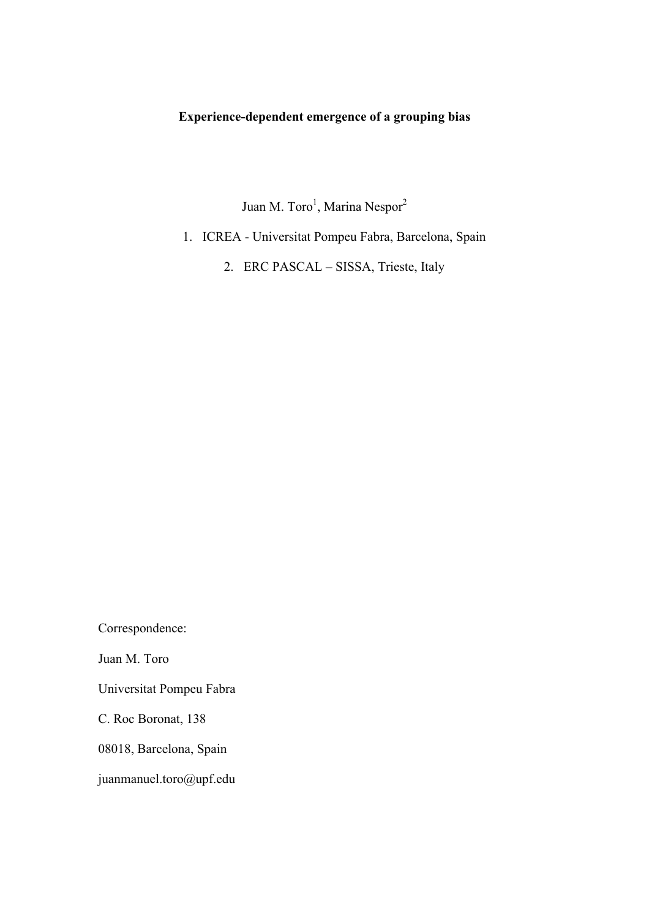# Experience-dependent emergence of a grouping bias

Juan M. Toro[1], Marina Nespor[2]

1. ICREA - Universitat Pompeu Fabra, Barcelona, Spain
2. ERC PASCAL – SISSA, Trieste, Italy

Correspondence:

Juan M. Toro

Universitat Pompeu Fabra

C. Roc Boronat, 138

08018, Barcelona, Spain

juanmanuel.toro@upf.edu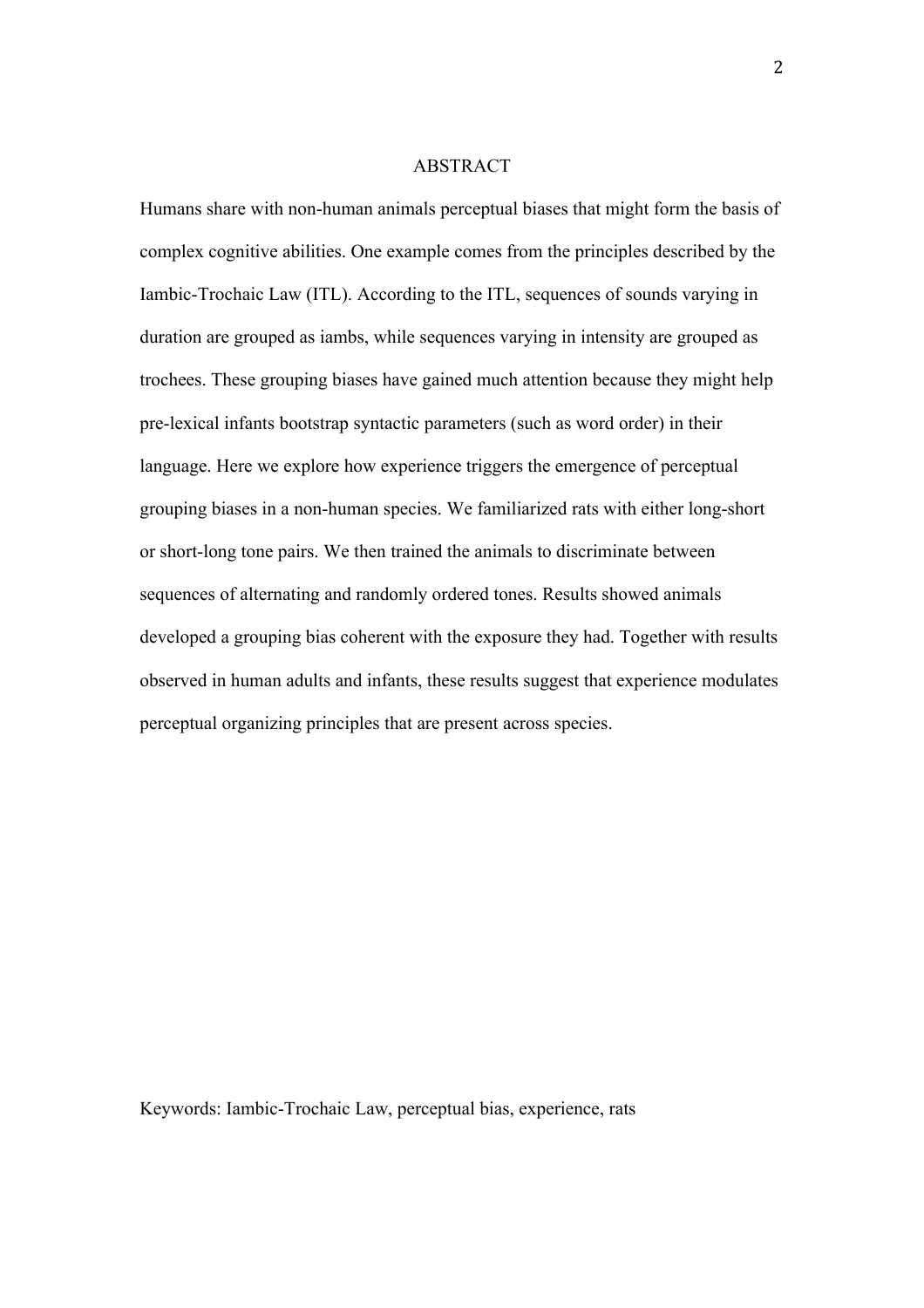# ABSTRACT

Humans share with non-human animals perceptual biases that might form the basis of complex cognitive abilities. One example comes from the principles described by the Iambic-Trochaic Law (ITL). According to the ITL, sequences of sounds varying in duration are grouped as iambs, while sequences varying in intensity are grouped as trochees. These grouping biases have gained much attention because they might help pre-lexical infants bootstrap syntactic parameters (such as word order) in their language. Here we explore how experience triggers the emergence of perceptual grouping biases in a non-human species. We familiarized rats with either long-short or short-long tone pairs. We then trained the animals to discriminate between sequences of alternating and randomly ordered tones. Results showed animals developed a grouping bias coherent with the exposure they had. Together with results observed in human adults and infants, these results suggest that experience modulates perceptual organizing principles that are present across species.

Keywords: Iambic-Trochaic Law, perceptual bias, experience, rats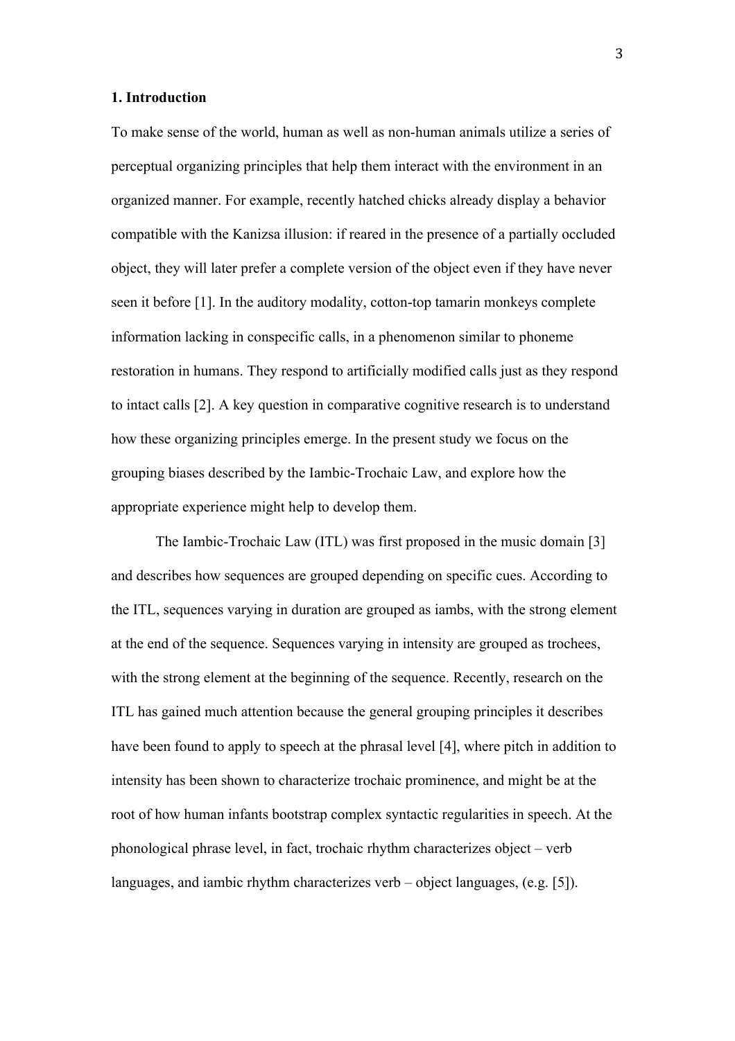## 1. Introduction

To make sense of the world, human as well as non-human animals utilize a series of perceptual organizing principles that help them interact with the environment in an organized manner. For example, recently hatched chicks already display a behavior compatible with the Kanizsa illusion: if reared in the presence of a partially occluded object, they will later prefer a complete version of the object even if they have never seen it before [1]. In the auditory modality, cotton-top tamarin monkeys complete information lacking in conspecific calls, in a phenomenon similar to phoneme restoration in humans. They respond to artificially modified calls just as they respond to intact calls [2]. A key question in comparative cognitive research is to understand how these organizing principles emerge. In the present study we focus on the grouping biases described by the Iambic-Trochaic Law, and explore how the appropriate experience might help to develop them.

The Iambic-Trochaic Law (ITL) was first proposed in the music domain [3] and describes how sequences are grouped depending on specific cues. According to the ITL, sequences varying in duration are grouped as iambs, with the strong element at the end of the sequence. Sequences varying in intensity are grouped as trochees, with the strong element at the beginning of the sequence. Recently, research on the ITL has gained much attention because the general grouping principles it describes have been found to apply to speech at the phrasal level [4], where pitch in addition to intensity has been shown to characterize trochaic prominence, and might be at the root of how human infants bootstrap complex syntactic regularities in speech. At the phonological phrase level, in fact, trochaic rhythm characterizes object – verb languages, and iambic rhythm characterizes verb – object languages, (e.g. [5]).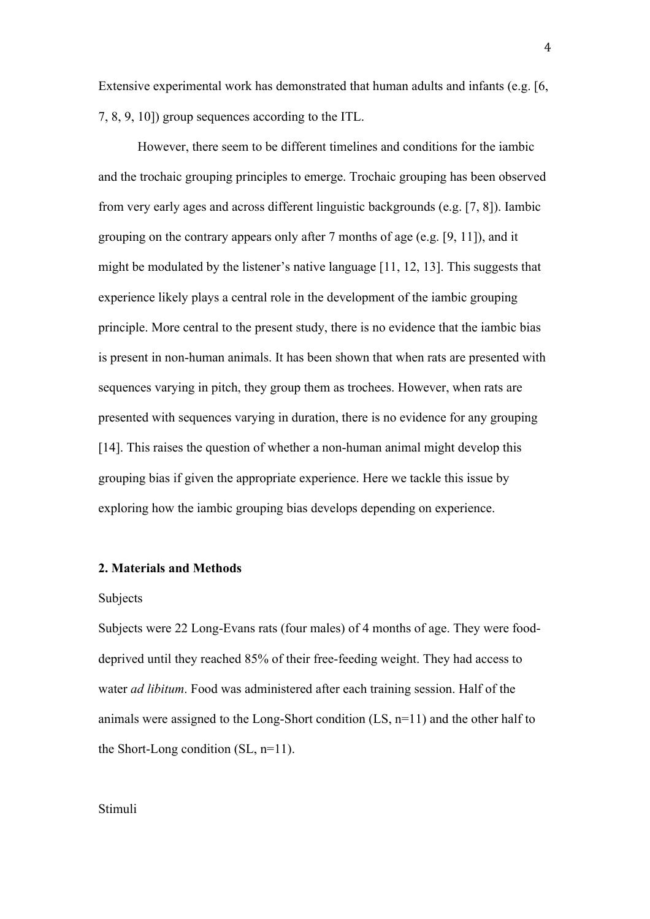Extensive experimental work has demonstrated that human adults and infants (e.g. [6, 7, 8, 9, 10]) group sequences according to the ITL.

However, there seem to be different timelines and conditions for the iambic and the trochaic grouping principles to emerge. Trochaic grouping has been observed from very early ages and across different linguistic backgrounds (e.g. [7, 8]). Iambic grouping on the contrary appears only after 7 months of age (e.g. [9, 11]), and it might be modulated by the listener's native language [11, 12, 13]. This suggests that experience likely plays a central role in the development of the iambic grouping principle. More central to the present study, there is no evidence that the iambic bias is present in non-human animals. It has been shown that when rats are presented with sequences varying in pitch, they group them as trochees. However, when rats are presented with sequences varying in duration, there is no evidence for any grouping [14]. This raises the question of whether a non-human animal might develop this grouping bias if given the appropriate experience. Here we tackle this issue by exploring how the iambic grouping bias develops depending on experience.

## 2. Materials and Methods

Subjects

Subjects were 22 Long-Evans rats (four males) of 4 months of age. They were food-deprived until they reached 85% of their free-feeding weight. They had access to water *ad libitum*. Food was administered after each training session. Half of the animals were assigned to the Long-Short condition (LS, n=11) and the other half to the Short-Long condition (SL, n=11).

Stimuli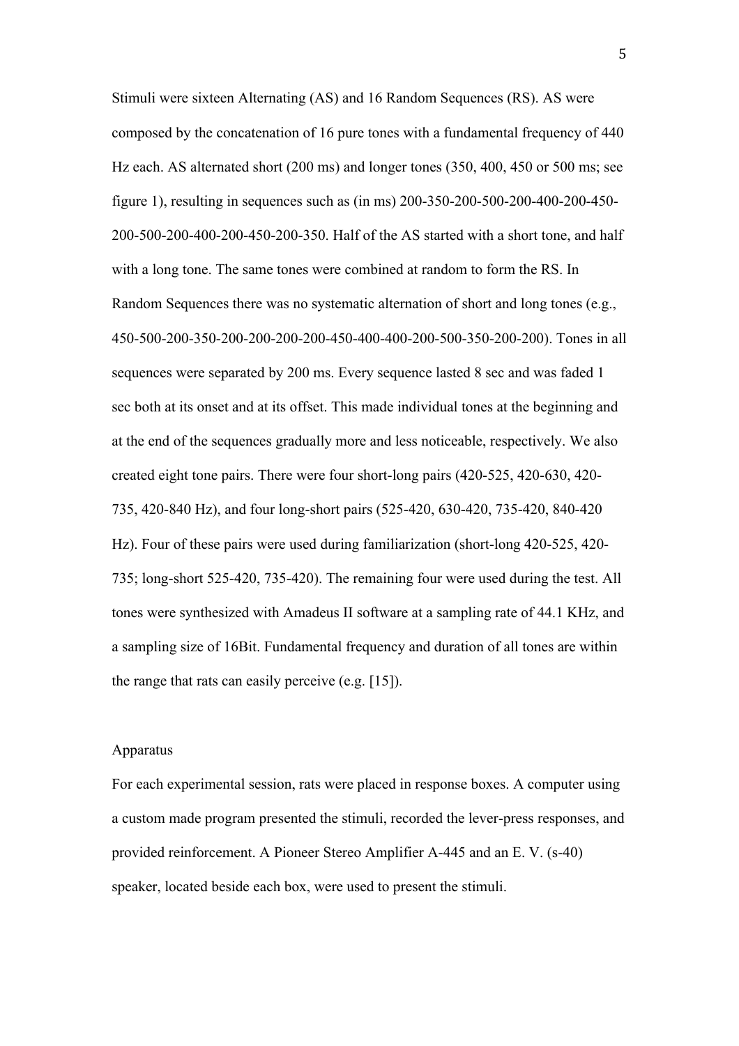Stimuli were sixteen Alternating (AS) and 16 Random Sequences (RS). AS were composed by the concatenation of 16 pure tones with a fundamental frequency of 440 Hz each. AS alternated short (200 ms) and longer tones (350, 400, 450 or 500 ms; see figure 1), resulting in sequences such as (in ms) 200-350-200-500-200-400-200-450-200-500-200-400-200-450-200-350. Half of the AS started with a short tone, and half with a long tone. The same tones were combined at random to form the RS. In Random Sequences there was no systematic alternation of short and long tones (e.g., 450-500-200-350-200-200-200-200-450-400-400-200-500-350-200-200). Tones in all sequences were separated by 200 ms. Every sequence lasted 8 sec and was faded 1 sec both at its onset and at its offset. This made individual tones at the beginning and at the end of the sequences gradually more and less noticeable, respectively. We also created eight tone pairs. There were four short-long pairs (420-525, 420-630, 420-735, 420-840 Hz), and four long-short pairs (525-420, 630-420, 735-420, 840-420 Hz). Four of these pairs were used during familiarization (short-long 420-525, 420-735; long-short 525-420, 735-420). The remaining four were used during the test. All tones were synthesized with Amadeus II software at a sampling rate of 44.1 KHz, and a sampling size of 16Bit. Fundamental frequency and duration of all tones are within the range that rats can easily perceive (e.g. [15]).

## Apparatus

For each experimental session, rats were placed in response boxes. A computer using a custom made program presented the stimuli, recorded the lever-press responses, and provided reinforcement. A Pioneer Stereo Amplifier A-445 and an E. V. (s-40) speaker, located beside each box, were used to present the stimuli.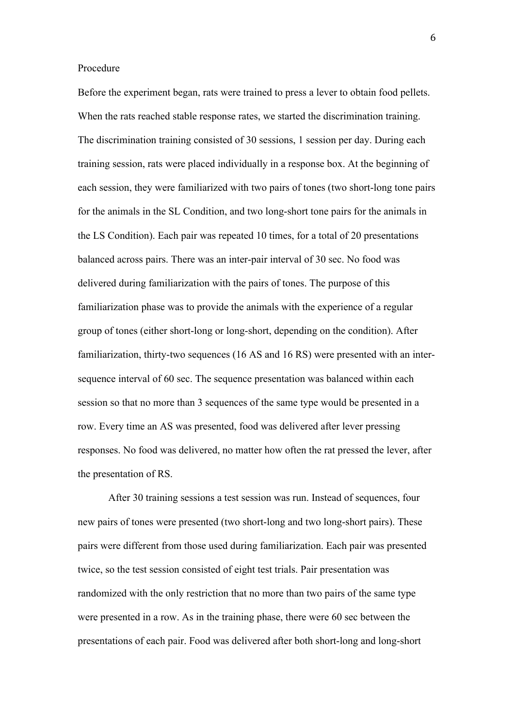Procedure

Before the experiment began, rats were trained to press a lever to obtain food pellets. When the rats reached stable response rates, we started the discrimination training. The discrimination training consisted of 30 sessions, 1 session per day. During each training session, rats were placed individually in a response box. At the beginning of each session, they were familiarized with two pairs of tones (two short-long tone pairs for the animals in the SL Condition, and two long-short tone pairs for the animals in the LS Condition). Each pair was repeated 10 times, for a total of 20 presentations balanced across pairs. There was an inter-pair interval of 30 sec. No food was delivered during familiarization with the pairs of tones. The purpose of this familiarization phase was to provide the animals with the experience of a regular group of tones (either short-long or long-short, depending on the condition). After familiarization, thirty-two sequences (16 AS and 16 RS) were presented with an inter-sequence interval of 60 sec. The sequence presentation was balanced within each session so that no more than 3 sequences of the same type would be presented in a row. Every time an AS was presented, food was delivered after lever pressing responses. No food was delivered, no matter how often the rat pressed the lever, after the presentation of RS.

After 30 training sessions a test session was run. Instead of sequences, four new pairs of tones were presented (two short-long and two long-short pairs). These pairs were different from those used during familiarization. Each pair was presented twice, so the test session consisted of eight test trials. Pair presentation was randomized with the only restriction that no more than two pairs of the same type were presented in a row. As in the training phase, there were 60 sec between the presentations of each pair. Food was delivered after both short-long and long-short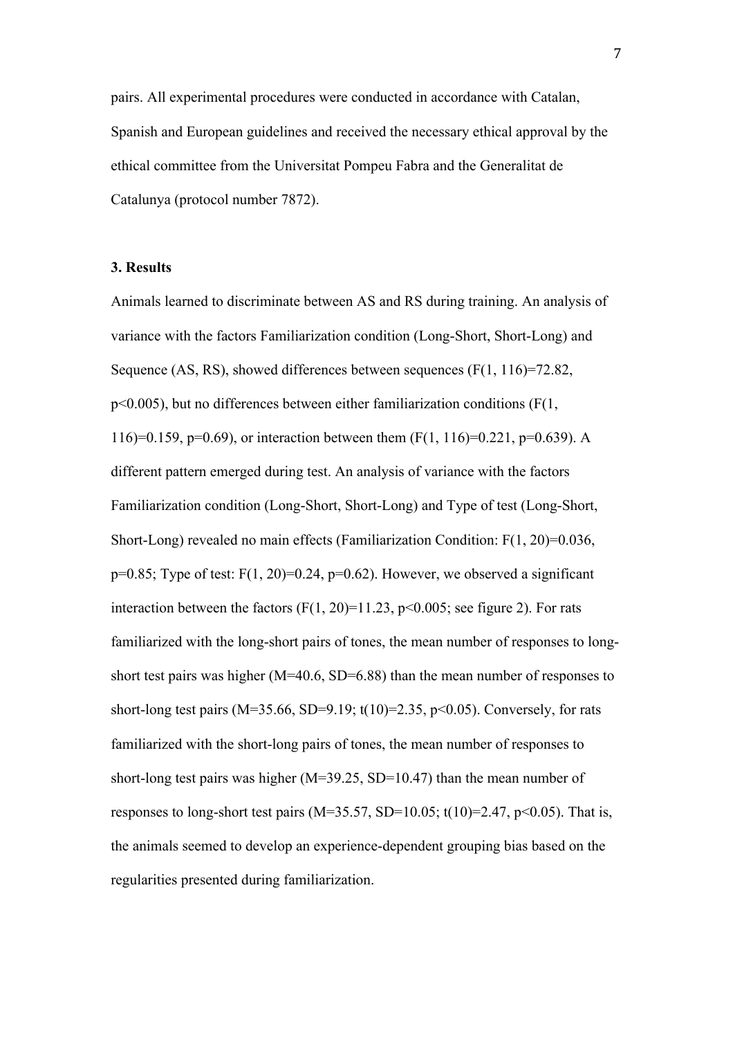pairs. All experimental procedures were conducted in accordance with Catalan, Spanish and European guidelines and received the necessary ethical approval by the ethical committee from the Universitat Pompeu Fabra and the Generalitat de Catalunya (protocol number 7872).

### 3. Results

Animals learned to discriminate between AS and RS during training. An analysis of variance with the factors Familiarization condition (Long-Short, Short-Long) and Sequence (AS, RS), showed differences between sequences ($F(1, 116)=72.82$, $p<0.005$), but no differences between either familiarization conditions ($F(1, 116)=0.159$, $p=0.69$), or interaction between them ($F(1, 116)=0.221$, $p=0.639$). A different pattern emerged during test. An analysis of variance with the factors Familiarization condition (Long-Short, Short-Long) and Type of test (Long-Short, Short-Long) revealed no main effects (Familiarization Condition: $F(1, 20)=0.036$, $p=0.85$; Type of test: $F(1, 20)=0.24$, $p=0.62$). However, we observed a significant interaction between the factors ($F(1, 20)=11.23$, $p<0.005$; see figure 2). For rats familiarized with the long-short pairs of tones, the mean number of responses to long-short test pairs was higher ($M=40.6$, $SD=6.88$) than the mean number of responses to short-long test pairs ($M=35.66$, $SD=9.19$; $t(10)=2.35$, $p<0.05$). Conversely, for rats familiarized with the short-long pairs of tones, the mean number of responses to short-long test pairs was higher ($M=39.25$, $SD=10.47$) than the mean number of responses to long-short test pairs ($M=35.57$, $SD=10.05$; $t(10)=2.47$, $p<0.05$). That is, the animals seemed to develop an experience-dependent grouping bias based on the regularities presented during familiarization.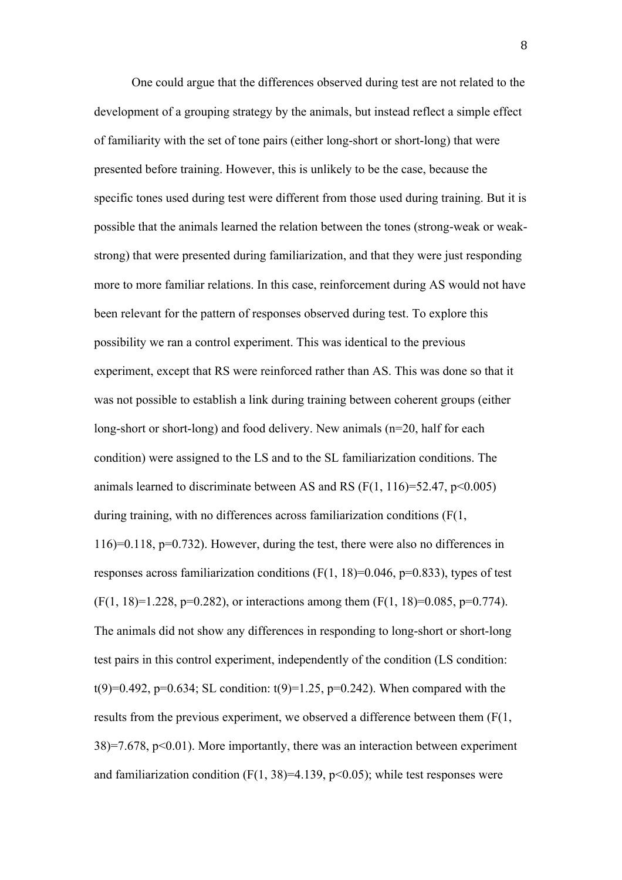One could argue that the differences observed during test are not related to the development of a grouping strategy by the animals, but instead reflect a simple effect of familiarity with the set of tone pairs (either long-short or short-long) that were presented before training. However, this is unlikely to be the case, because the specific tones used during test were different from those used during training. But it is possible that the animals learned the relation between the tones (strong-weak or weak-strong) that were presented during familiarization, and that they were just responding more to more familiar relations. In this case, reinforcement during AS would not have been relevant for the pattern of responses observed during test. To explore this possibility we ran a control experiment. This was identical to the previous experiment, except that RS were reinforced rather than AS. This was done so that it was not possible to establish a link during training between coherent groups (either long-short or short-long) and food delivery. New animals ($n=20$, half for each condition) were assigned to the LS and to the SL familiarization conditions. The animals learned to discriminate between AS and RS ($F(1, 116)=52.47$, $p<0.005$) during training, with no differences across familiarization conditions ($F(1, 116)=0.118$, $p=0.732$). However, during the test, there were also no differences in responses across familiarization conditions ($F(1, 18)=0.046$, $p=0.833$), types of test ($F(1, 18)=1.228$, $p=0.282$), or interactions among them ($F(1, 18)=0.085$, $p=0.774$). The animals did not show any differences in responding to long-short or short-long test pairs in this control experiment, independently of the condition (LS condition: $t(9)=0.492$, $p=0.634$; SL condition: $t(9)=1.25$, $p=0.242$). When compared with the results from the previous experiment, we observed a difference between them ($F(1, 38)=7.678$, $p<0.01$). More importantly, there was an interaction between experiment and familiarization condition ($F(1, 38)=4.139$, $p<0.05$); while test responses were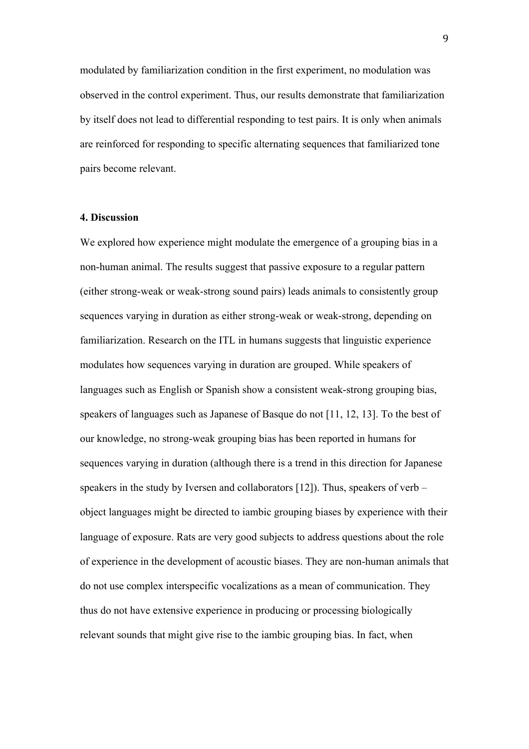modulated by familiarization condition in the first experiment, no modulation was observed in the control experiment. Thus, our results demonstrate that familiarization by itself does not lead to differential responding to test pairs. It is only when animals are reinforced for responding to specific alternating sequences that familiarized tone pairs become relevant.

## 4. Discussion

We explored how experience might modulate the emergence of a grouping bias in a non-human animal. The results suggest that passive exposure to a regular pattern (either strong-weak or weak-strong sound pairs) leads animals to consistently group sequences varying in duration as either strong-weak or weak-strong, depending on familiarization. Research on the ITL in humans suggests that linguistic experience modulates how sequences varying in duration are grouped. While speakers of languages such as English or Spanish show a consistent weak-strong grouping bias, speakers of languages such as Japanese of Basque do not [11, 12, 13]. To the best of our knowledge, no strong-weak grouping bias has been reported in humans for sequences varying in duration (although there is a trend in this direction for Japanese speakers in the study by Iversen and collaborators [12]). Thus, speakers of verb – object languages might be directed to iambic grouping biases by experience with their language of exposure. Rats are very good subjects to address questions about the role of experience in the development of acoustic biases. They are non-human animals that do not use complex interspecific vocalizations as a mean of communication. They thus do not have extensive experience in producing or processing biologically relevant sounds that might give rise to the iambic grouping bias. In fact, when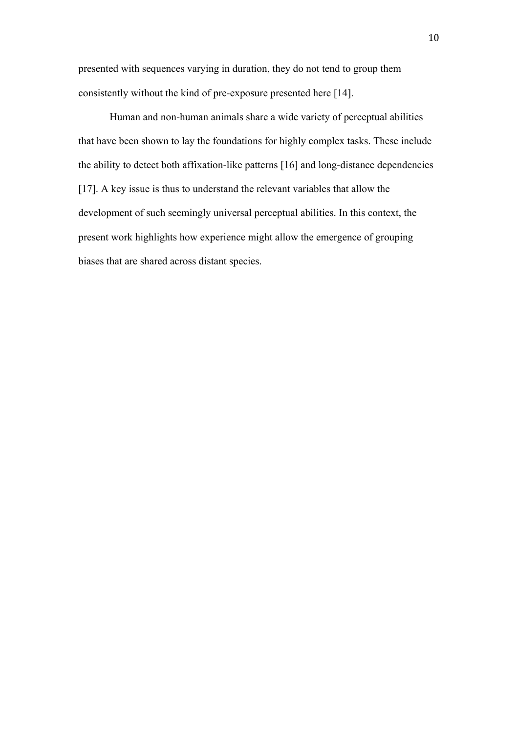presented with sequences varying in duration, they do not tend to group them consistently without the kind of pre-exposure presented here [14].

Human and non-human animals share a wide variety of perceptual abilities that have been shown to lay the foundations for highly complex tasks. These include the ability to detect both affixation-like patterns [16] and long-distance dependencies [17]. A key issue is thus to understand the relevant variables that allow the development of such seemingly universal perceptual abilities. In this context, the present work highlights how experience might allow the emergence of grouping biases that are shared across distant species.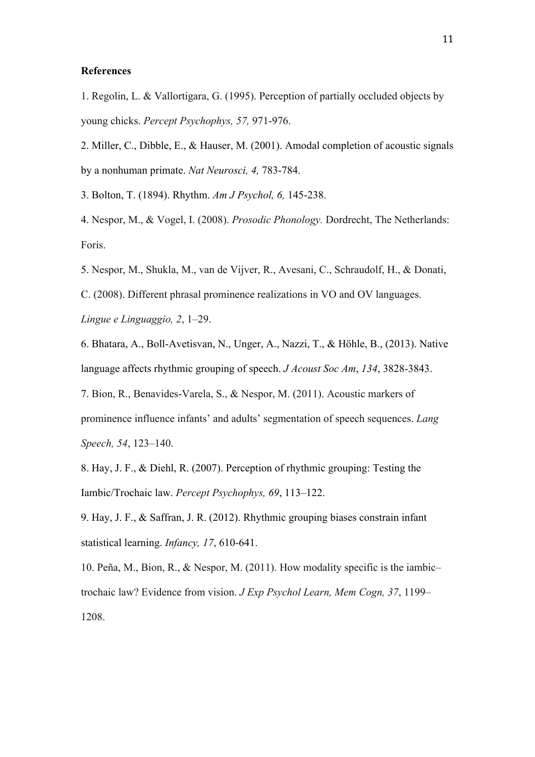**References**

1. Regolin, L. & Vallortigara, G. (1995). Perception of partially occluded objects by young chicks. *Percept Psychophys, 57,* 971-976.

2. Miller, C., Dibble, E., & Hauser, M. (2001). Amodal completion of acoustic signals by a nonhuman primate. *Nat Neurosci, 4,* 783-784.

3. Bolton, T. (1894). Rhythm. *Am J Psychol, 6,* 145-238.

4. Nespor, M., & Vogel, I. (2008). *Prosodic Phonology.* Dordrecht, The Netherlands: Foris.

5. Nespor, M., Shukla, M., van de Vijver, R., Avesani, C., Schraudolf, H., & Donati, C. (2008). Different phrasal prominence realizations in VO and OV languages. *Lingue e Linguaggio, 2*, 1–29.

6. Bhatara, A., Boll-Avetisvan, N., Unger, A., Nazzi, T., & Höhle, B., (2013). Native language affects rhythmic grouping of speech. *J Acoust Soc Am*, *134*, 3828-3843.

7. Bion, R., Benavides-Varela, S., & Nespor, M. (2011). Acoustic markers of prominence influence infants' and adults' segmentation of speech sequences. *Lang Speech, 54*, 123–140.

8. Hay, J. F., & Diehl, R. (2007). Perception of rhythmic grouping: Testing the Iambic/Trochaic law. *Percept Psychophys, 69*, 113–122.

9. Hay, J. F., & Saffran, J. R. (2012). Rhythmic grouping biases constrain infant statistical learning. *Infancy, 17*, 610-641.

10. Peña, M., Bion, R., & Nespor, M. (2011). How modality specific is the iambic–trochaic law? Evidence from vision. *J Exp Psychol Learn, Mem Cogn, 37*, 1199–1208.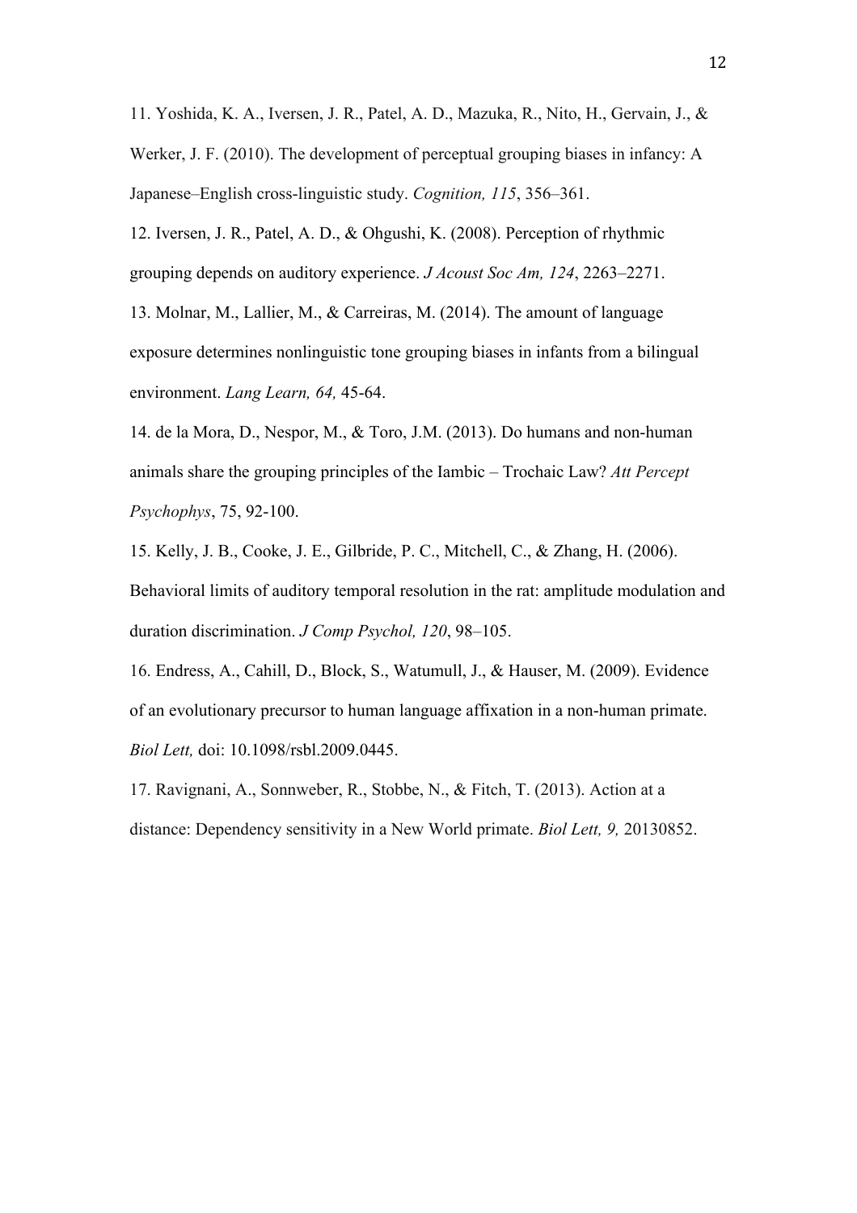11. Yoshida, K. A., Iversen, J. R., Patel, A. D., Mazuka, R., Nito, H., Gervain, J., & Werker, J. F. (2010). The development of perceptual grouping biases in infancy: A Japanese–English cross-linguistic study. *Cognition, 115*, 356–361.

12. Iversen, J. R., Patel, A. D., & Ohgushi, K. (2008). Perception of rhythmic grouping depends on auditory experience. *J Acoust Soc Am, 124*, 2263–2271.

13. Molnar, M., Lallier, M., & Carreiras, M. (2014). The amount of language exposure determines nonlinguistic tone grouping biases in infants from a bilingual environment. *Lang Learn, 64,* 45-64.

14. de la Mora, D., Nespor, M., & Toro, J.M. (2013). Do humans and non-human animals share the grouping principles of the Iambic – Trochaic Law? *Att Percept Psychophys*, 75, 92-100.

15. Kelly, J. B., Cooke, J. E., Gilbride, P. C., Mitchell, C., & Zhang, H. (2006). Behavioral limits of auditory temporal resolution in the rat: amplitude modulation and duration discrimination. *J Comp Psychol, 120*, 98–105.

16. Endress, A., Cahill, D., Block, S., Watumull, J., & Hauser, M. (2009). Evidence of an evolutionary precursor to human language affixation in a non-human primate. *Biol Lett,* doi: 10.1098/rsbl.2009.0445.

17. Ravignani, A., Sonnweber, R., Stobbe, N., & Fitch, T. (2013). Action at a distance: Dependency sensitivity in a New World primate. *Biol Lett, 9,* 20130852.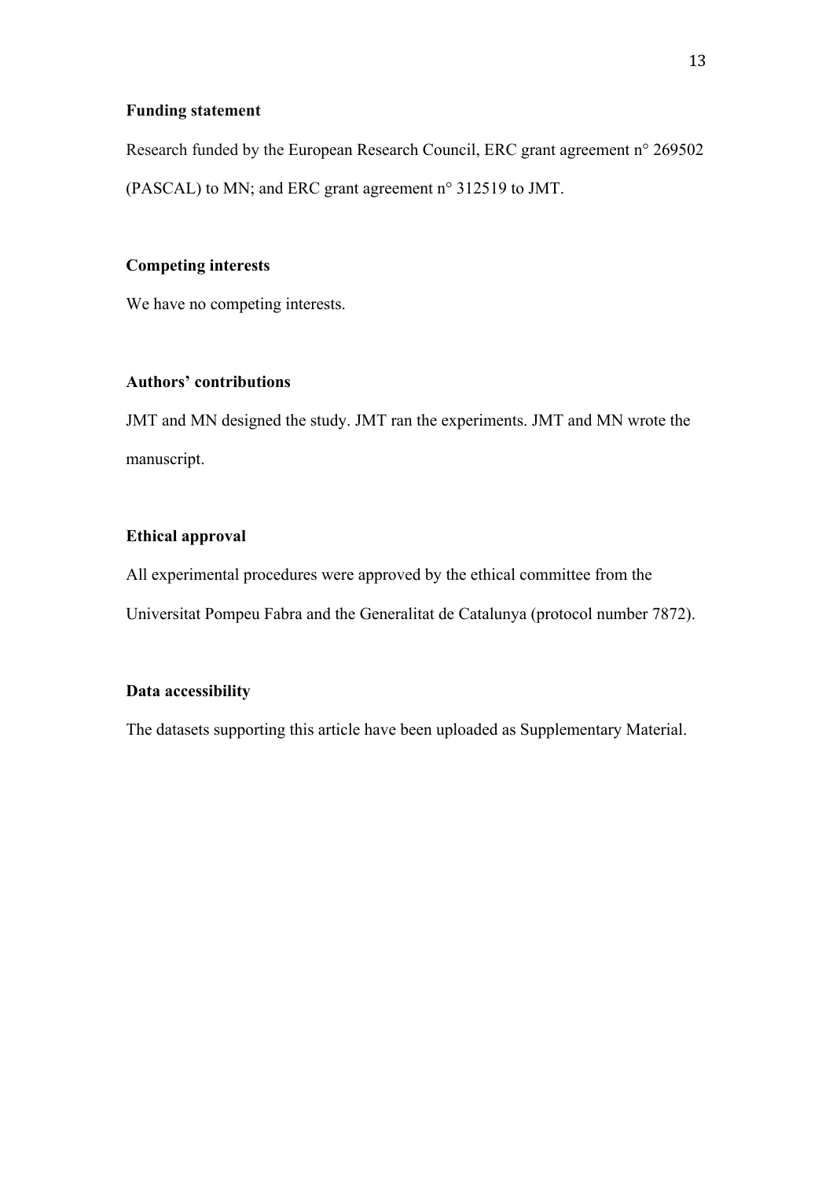**Funding statement**

Research funded by the European Research Council, ERC grant agreement n° 269502 (PASCAL) to MN; and ERC grant agreement n° 312519 to JMT.

**Competing interests**

We have no competing interests.

**Authors' contributions**

JMT and MN designed the study. JMT ran the experiments. JMT and MN wrote the manuscript.

**Ethical approval**

All experimental procedures were approved by the ethical committee from the Universitat Pompeu Fabra and the Generalitat de Catalunya (protocol number 7872).

**Data accessibility**

The datasets supporting this article have been uploaded as Supplementary Material.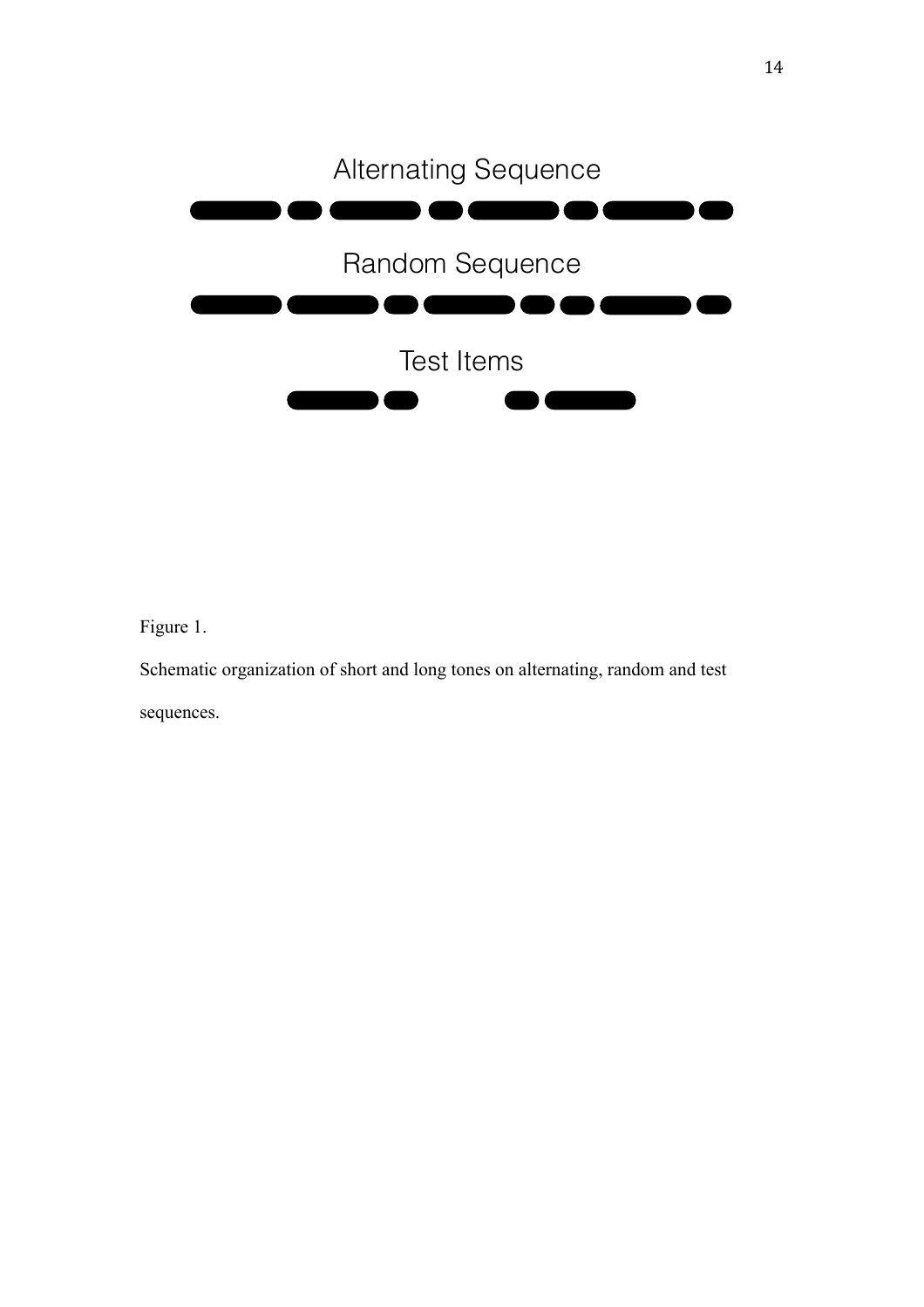Alternating Sequence

Random Sequence

Test Items

Figure 1.

Schematic organization of short and long tones on alternating, random and test sequences.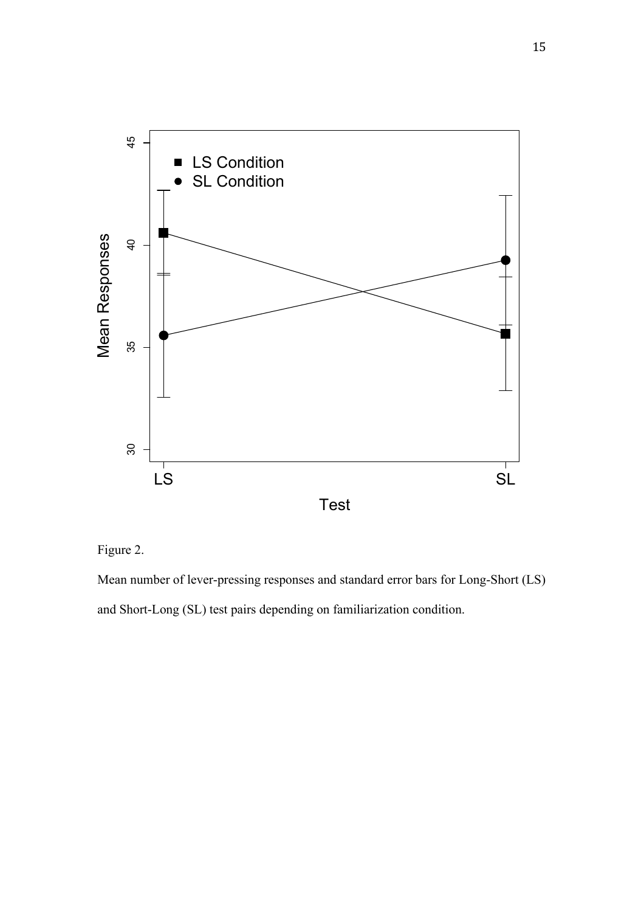45

LS Condition

SL Condition

40

Mean Responses

35

30

LS

SL

Test

Figure 2.

Mean number of lever-pressing responses and standard error bars for Long-Short (LS) and Short-Long (SL) test pairs depending on familiarization condition.